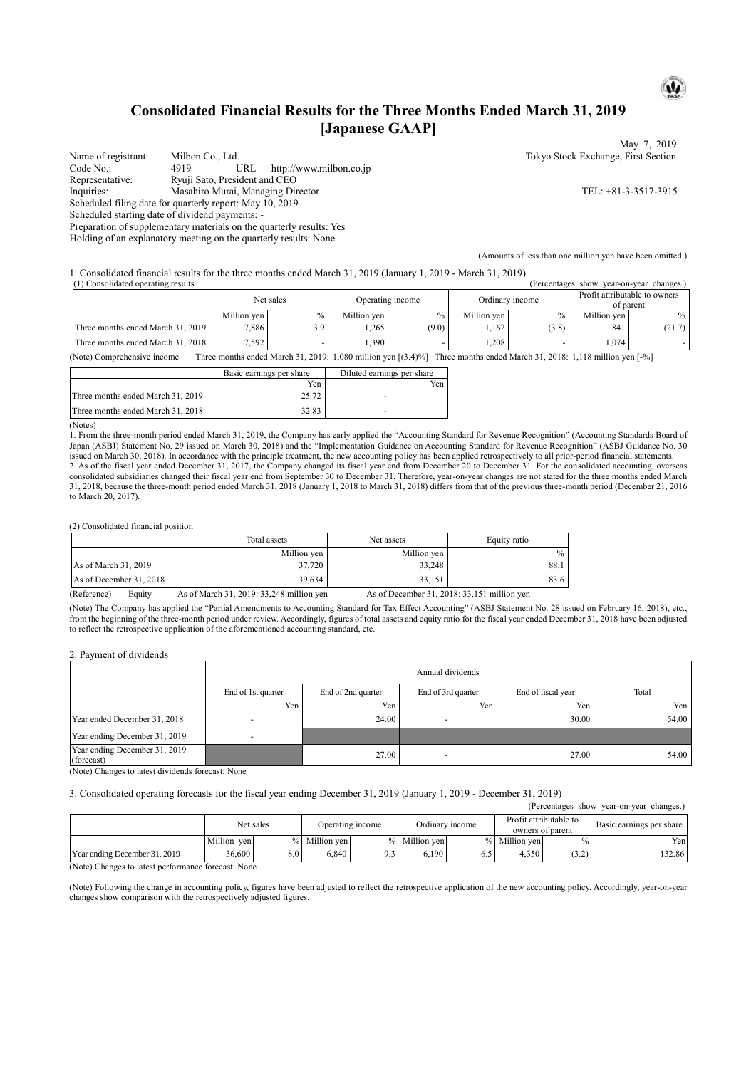# Consolidated Financial Results for the Three Months Ended March 31, 2019 [Japanese GAAP]

May 7, 2019

Name of registrant: Milbon Co., Ltd. Tokyo Stock Exchange, First Section
Code No.: 4919 URL http://www.milbon.co.jp
Representative: Ryuji Sato, President and CEO
Inquiries: Masahiro Murai, Managing Director TEL: +81-3-3517-3915
Scheduled filing date for quarterly report: May 10, 2019
Scheduled starting date of dividend payments: -
Preparation of supplementary materials on the quarterly results: Yes
Holding of an explanatory meeting on the quarterly results: None

(Amounts of less than one million yen have been omitted.)

1. Consolidated financial results for the three months ended March 31, 2019 (January 1, 2019 - March 31, 2019)

(1) Consolidated operating results (Percentages show year-on-year changes.)

| | Net sales | | Operating income | | Ordinary income | | Profit attributable to owners of parent | |
|---|---|---|---|---|---|---|---|---|
| | Million yen | % | Million yen | % | Million yen | % | Million yen | % |
| Three months ended March 31, 2019 | 7,886 | 3.9 | 1,265 | (9.0) | 1,162 | (3.8) | 841 | (21.7) |
| Three months ended March 31, 2018 | 7,592 | - | 1,390 | - | 1,208 | - | 1,074 | - |

(Note) Comprehensive income Three months ended March 31, 2019: 1,080 million yen [(3.4)%] Three months ended March 31, 2018: 1,118 million yen [-%]

| | Basic earnings per share | Diluted earnings per share |
|---|---|---|
| | Yen | Yen |
| Three months ended March 31, 2019 | 25.72 | - |
| Three months ended March 31, 2018 | 32.83 | - |

(Notes)

1. From the three-month period ended March 31, 2019, the Company has early applied the "Accounting Standard for Revenue Recognition" (Accounting Standards Board of Japan (ASBJ) Statement No. 29 issued on March 30, 2018) and the "Implementation Guidance on Accounting Standard for Revenue Recognition" (ASBJ Guidance No. 30 issued on March 30, 2018). In accordance with the principle treatment, the new accounting policy has been applied retrospectively to all prior-period financial statements.
2. As of the fiscal year ended December 31, 2017, the Company changed its fiscal year end from December 20 to December 31. For the consolidated accounting, overseas consolidated subsidiaries changed their fiscal year end from September 30 to December 31. Therefore, year-on-year changes are not stated for the three months ended March 31, 2018, because the three-month period ended March 31, 2018 (January 1, 2018 to March 31, 2018) differs from that of the previous three-month period (December 21, 2016 to March 20, 2017).

(2) Consolidated financial position

| | Total assets | Net assets | Equity ratio |
|---|---|---|---|
| | Million yen | Million yen | % |
| As of March 31, 2019 | 37,720 | 33,248 | 88.1 |
| As of December 31, 2018 | 39,634 | 33,151 | 83.6 |

(Reference) Equity As of March 31, 2019: 33,248 million yen As of December 31, 2018: 33,151 million yen

(Note) The Company has applied the "Partial Amendments to Accounting Standard for Tax Effect Accounting" (ASBJ Statement No. 28 issued on February 16, 2018), etc., from the beginning of the three-month period under review. Accordingly, figures of total assets and equity ratio for the fiscal year ended December 31, 2018 have been adjusted to reflect the retrospective application of the aforementioned accounting standard, etc.

2. Payment of dividends

| | Annual dividends | | | | |
|---|---|---|---|---|---|
| | End of 1st quarter | End of 2nd quarter | End of 3rd quarter | End of fiscal year | Total |
| | Yen | Yen | Yen | Yen | Yen |
| Year ended December 31, 2018 | - | 24.00 | - | 30.00 | 54.00 |
| Year ending December 31, 2019 | - | | | | |
| Year ending December 31, 2019 (forecast) | | 27.00 | - | 27.00 | 54.00 |

(Note) Changes to latest dividends forecast: None

3. Consolidated operating forecasts for the fiscal year ending December 31, 2019 (January 1, 2019 - December 31, 2019)

(Percentages show year-on-year changes.)

| | Net sales | | Operating income | | Ordinary income | | Profit attributable to owners of parent | | Basic earnings per share |
|---|---|---|---|---|---|---|---|---|---|
| | Million yen | % | Million yen | % | Million yen | % | Million yen | % | Yen |
| Year ending December 31, 2019 | 36,600 | 8.0 | 6,840 | 9.3 | 6,190 | 6.5 | 4,350 | (3.2) | 132.86 |

(Note) Changes to latest performance forecast: None

(Note) Following the change in accounting policy, figures have been adjusted to reflect the retrospective application of the new accounting policy. Accordingly, year-on-year changes show comparison with the retrospectively adjusted figures.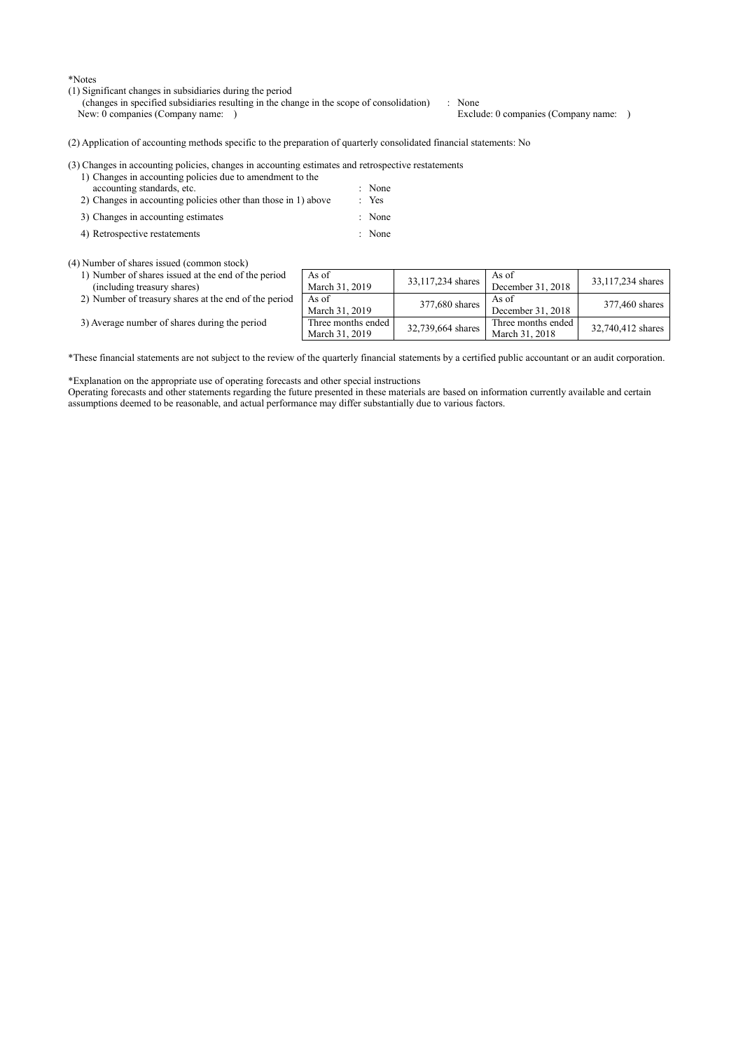*Notes

(1) Significant changes in subsidiaries during the period
(changes in specified subsidiaries resulting in the change in the scope of consolidation) : None
New: 0 companies (Company name: ) Exclude: 0 companies (Company name: )

(2) Application of accounting methods specific to the preparation of quarterly consolidated financial statements: No

(3) Changes in accounting policies, changes in accounting estimates and retrospective restatements

1) Changes in accounting policies due to amendment to the accounting standards, etc. : None
2) Changes in accounting policies other than those in 1) above : Yes
3) Changes in accounting estimates : None
4) Retrospective restatements : None

(4) Number of shares issued (common stock)

| | | | | |
|---|---|---|---|---|
| 1) Number of shares issued at the end of the period (including treasury shares) | As of March 31, 2019 | 33,117,234 shares | As of December 31, 2018 | 33,117,234 shares |
| 2) Number of treasury shares at the end of the period | As of March 31, 2019 | 377,680 shares | As of December 31, 2018 | 377,460 shares |
| 3) Average number of shares during the period | Three months ended March 31, 2019 | 32,739,664 shares | Three months ended March 31, 2018 | 32,740,412 shares |

*These financial statements are not subject to the review of the quarterly financial statements by a certified public accountant or an audit corporation.

*Explanation on the appropriate use of operating forecasts and other special instructions
Operating forecasts and other statements regarding the future presented in these materials are based on information currently available and certain assumptions deemed to be reasonable, and actual performance may differ substantially due to various factors.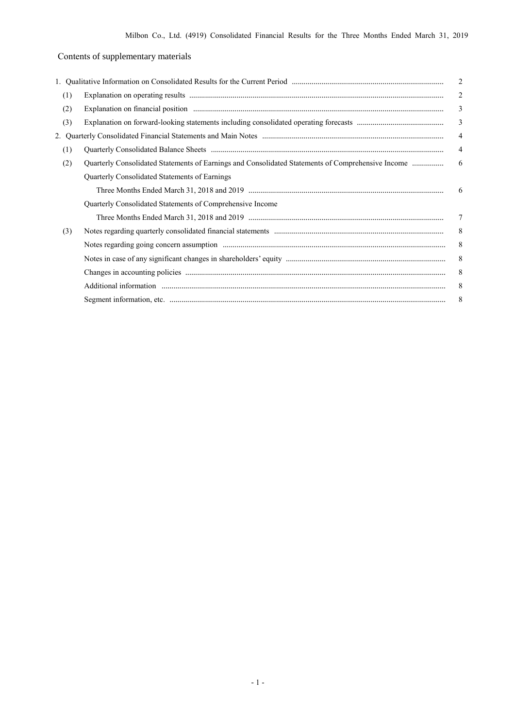## Contents of supplementary materials

| | | |
|---|---|---|
| 1. Qualitative Information on Consolidated Results for the Current Period | | 2 |
| (1) | Explanation on operating results | 2 |
| (2) | Explanation on financial position | 3 |
| (3) | Explanation on forward-looking statements including consolidated operating forecasts | 3 |
| 2. Quarterly Consolidated Financial Statements and Main Notes | | 4 |
| (1) | Quarterly Consolidated Balance Sheets | 4 |
| (2) | Quarterly Consolidated Statements of Earnings and Consolidated Statements of Comprehensive Income | 6 |
| | Quarterly Consolidated Statements of Earnings<br>Three Months Ended March 31, 2018 and 2019 | 6 |
| | Quarterly Consolidated Statements of Comprehensive Income<br>Three Months Ended March 31, 2018 and 2019 | 7 |
| (3) | Notes regarding quarterly consolidated financial statements | 8 |
| | Notes regarding going concern assumption | 8 |
| | Notes in case of any significant changes in shareholders' equity | 8 |
| | Changes in accounting policies | 8 |
| | Additional information | 8 |
| | Segment information, etc. | 8 |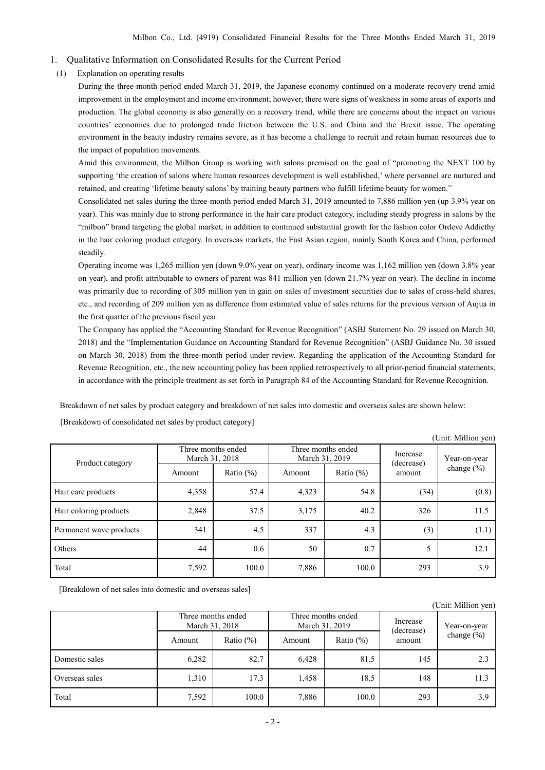## 1. Qualitative Information on Consolidated Results for the Current Period

### (1) Explanation on operating results

During the three-month period ended March 31, 2019, the Japanese economy continued on a moderate recovery trend amid improvement in the employment and income environment; however, there were signs of weakness in some areas of exports and production. The global economy is also generally on a recovery trend, while there are concerns about the impact on various countries' economies due to prolonged trade friction between the U.S. and China and the Brexit issue. The operating environment in the beauty industry remains severe, as it has become a challenge to recruit and retain human resources due to the impact of population movements.

Amid this environment, the Milbon Group is working with salons premised on the goal of "promoting the NEXT 100 by supporting 'the creation of salons where human resources development is well established,' where personnel are nurtured and retained, and creating 'lifetime beauty salons' by training beauty partners who fulfill lifetime beauty for women."

Consolidated net sales during the three-month period ended March 31, 2019 amounted to 7,886 million yen (up 3.9% year on year). This was mainly due to strong performance in the hair care product category, including steady progress in salons by the "milbon" brand targeting the global market, in addition to continued substantial growth for the fashion color Ordeve Addicthy in the hair coloring product category. In overseas markets, the East Asian region, mainly South Korea and China, performed steadily.

Operating income was 1,265 million yen (down 9.0% year on year), ordinary income was 1,162 million yen (down 3.8% year on year), and profit attributable to owners of parent was 841 million yen (down 21.7% year on year). The decline in income was primarily due to recording of 305 million yen in gain on sales of investment securities due to sales of cross-held shares, etc., and recording of 209 million yen as difference from estimated value of sales returns for the previous version of Aujua in the first quarter of the previous fiscal year.

The Company has applied the "Accounting Standard for Revenue Recognition" (ASBJ Statement No. 29 issued on March 30, 2018) and the "Implementation Guidance on Accounting Standard for Revenue Recognition" (ASBJ Guidance No. 30 issued on March 30, 2018) from the three-month period under review. Regarding the application of the Accounting Standard for Revenue Recognition, etc., the new accounting policy has been applied retrospectively to all prior-period financial statements, in accordance with the principle treatment as set forth in Paragraph 84 of the Accounting Standard for Revenue Recognition.

Breakdown of net sales by product category and breakdown of net sales into domestic and overseas sales are shown below:

[Breakdown of consolidated net sales by product category]

(Unit: Million yen)

| Product category | Three months ended March 31, 2018 | | Three months ended March 31, 2019 | | Increase (decrease) amount | Year-on-year change (%) |
|---|---|---|---|---|---|---|
| | Amount | Ratio (%) | Amount | Ratio (%) | | |
| Hair care products | 4,358 | 57.4 | 4,323 | 54.8 | (34) | (0.8) |
| Hair coloring products | 2,848 | 37.5 | 3,175 | 40.2 | 326 | 11.5 |
| Permanent wave products | 341 | 4.5 | 337 | 4.3 | (3) | (1.1) |
| Others | 44 | 0.6 | 50 | 0.7 | 5 | 12.1 |
| Total | 7,592 | 100.0 | 7,886 | 100.0 | 293 | 3.9 |

[Breakdown of net sales into domestic and overseas sales]

(Unit: Million yen)

| | Three months ended March 31, 2018 | | Three months ended March 31, 2019 | | Increase (decrease) amount | Year-on-year change (%) |
|---|---|---|---|---|---|---|
| | Amount | Ratio (%) | Amount | Ratio (%) | | |
| Domestic sales | 6,282 | 82.7 | 6,428 | 81.5 | 145 | 2.3 |
| Overseas sales | 1,310 | 17.3 | 1,458 | 18.5 | 148 | 11.3 |
| Total | 7,592 | 100.0 | 7,886 | 100.0 | 293 | 3.9 |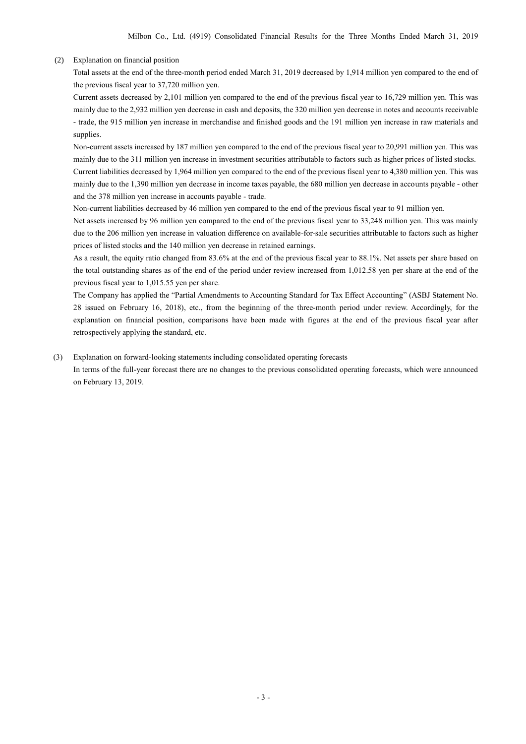(2) Explanation on financial position

Total assets at the end of the three-month period ended March 31, 2019 decreased by 1,914 million yen compared to the end of the previous fiscal year to 37,720 million yen.

Current assets decreased by 2,101 million yen compared to the end of the previous fiscal year to 16,729 million yen. This was mainly due to the 2,932 million yen decrease in cash and deposits, the 320 million yen decrease in notes and accounts receivable - trade, the 915 million yen increase in merchandise and finished goods and the 191 million yen increase in raw materials and supplies.

Non-current assets increased by 187 million yen compared to the end of the previous fiscal year to 20,991 million yen. This was mainly due to the 311 million yen increase in investment securities attributable to factors such as higher prices of listed stocks.

Current liabilities decreased by 1,964 million yen compared to the end of the previous fiscal year to 4,380 million yen. This was mainly due to the 1,390 million yen decrease in income taxes payable, the 680 million yen decrease in accounts payable - other and the 378 million yen increase in accounts payable - trade.

Non-current liabilities decreased by 46 million yen compared to the end of the previous fiscal year to 91 million yen.

Net assets increased by 96 million yen compared to the end of the previous fiscal year to 33,248 million yen. This was mainly due to the 206 million yen increase in valuation difference on available-for-sale securities attributable to factors such as higher prices of listed stocks and the 140 million yen decrease in retained earnings.

As a result, the equity ratio changed from 83.6% at the end of the previous fiscal year to 88.1%. Net assets per share based on the total outstanding shares as of the end of the period under review increased from 1,012.58 yen per share at the end of the previous fiscal year to 1,015.55 yen per share.

The Company has applied the "Partial Amendments to Accounting Standard for Tax Effect Accounting" (ASBJ Statement No. 28 issued on February 16, 2018), etc., from the beginning of the three-month period under review. Accordingly, for the explanation on financial position, comparisons have been made with figures at the end of the previous fiscal year after retrospectively applying the standard, etc.

(3) Explanation on forward-looking statements including consolidated operating forecasts

In terms of the full-year forecast there are no changes to the previous consolidated operating forecasts, which were announced on February 13, 2019.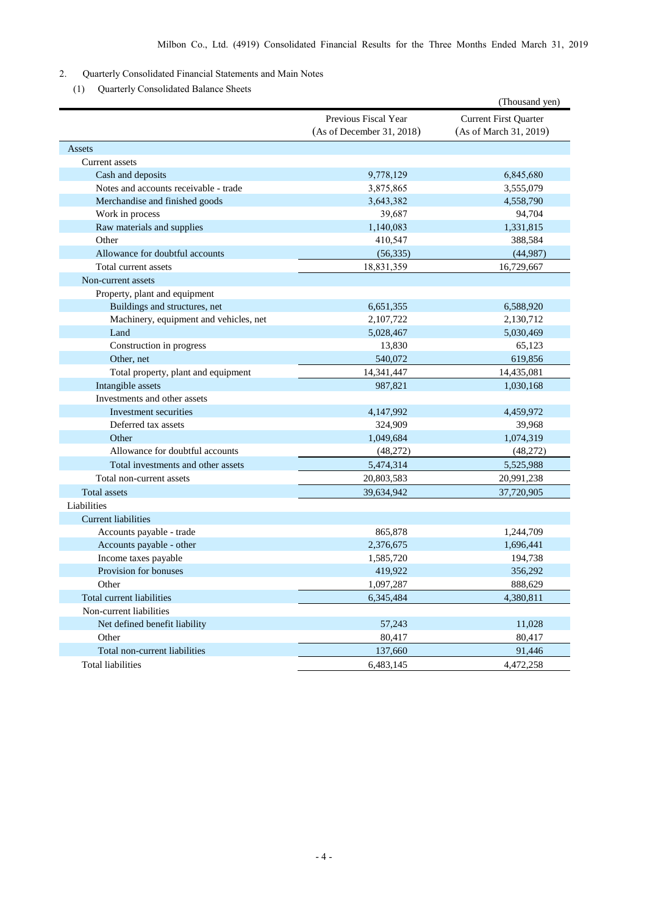## 2. Quarterly Consolidated Financial Statements and Main Notes

### (1) Quarterly Consolidated Balance Sheets

(Thousand yen)

| | Previous Fiscal Year (As of December 31, 2018) | Current First Quarter (As of March 31, 2019) |
|---|---|---|
| Assets | | |
| Current assets | | |
| Cash and deposits | 9,778,129 | 6,845,680 |
| Notes and accounts receivable - trade | 3,875,865 | 3,555,079 |
| Merchandise and finished goods | 3,643,382 | 4,558,790 |
| Work in process | 39,687 | 94,704 |
| Raw materials and supplies | 1,140,083 | 1,331,815 |
| Other | 410,547 | 388,584 |
| Allowance for doubtful accounts | (56,335) | (44,987) |
| Total current assets | 18,831,359 | 16,729,667 |
| Non-current assets | | |
| Property, plant and equipment | | |
| Buildings and structures, net | 6,651,355 | 6,588,920 |
| Machinery, equipment and vehicles, net | 2,107,722 | 2,130,712 |
| Land | 5,028,467 | 5,030,469 |
| Construction in progress | 13,830 | 65,123 |
| Other, net | 540,072 | 619,856 |
| Total property, plant and equipment | 14,341,447 | 14,435,081 |
| Intangible assets | 987,821 | 1,030,168 |
| Investments and other assets | | |
| Investment securities | 4,147,992 | 4,459,972 |
| Deferred tax assets | 324,909 | 39,968 |
| Other | 1,049,684 | 1,074,319 |
| Allowance for doubtful accounts | (48,272) | (48,272) |
| Total investments and other assets | 5,474,314 | 5,525,988 |
| Total non-current assets | 20,803,583 | 20,991,238 |
| Total assets | 39,634,942 | 37,720,905 |
| Liabilities | | |
| Current liabilities | | |
| Accounts payable - trade | 865,878 | 1,244,709 |
| Accounts payable - other | 2,376,675 | 1,696,441 |
| Income taxes payable | 1,585,720 | 194,738 |
| Provision for bonuses | 419,922 | 356,292 |
| Other | 1,097,287 | 888,629 |
| Total current liabilities | 6,345,484 | 4,380,811 |
| Non-current liabilities | | |
| Net defined benefit liability | 57,243 | 11,028 |
| Other | 80,417 | 80,417 |
| Total non-current liabilities | 137,660 | 91,446 |
| Total liabilities | 6,483,145 | 4,472,258 |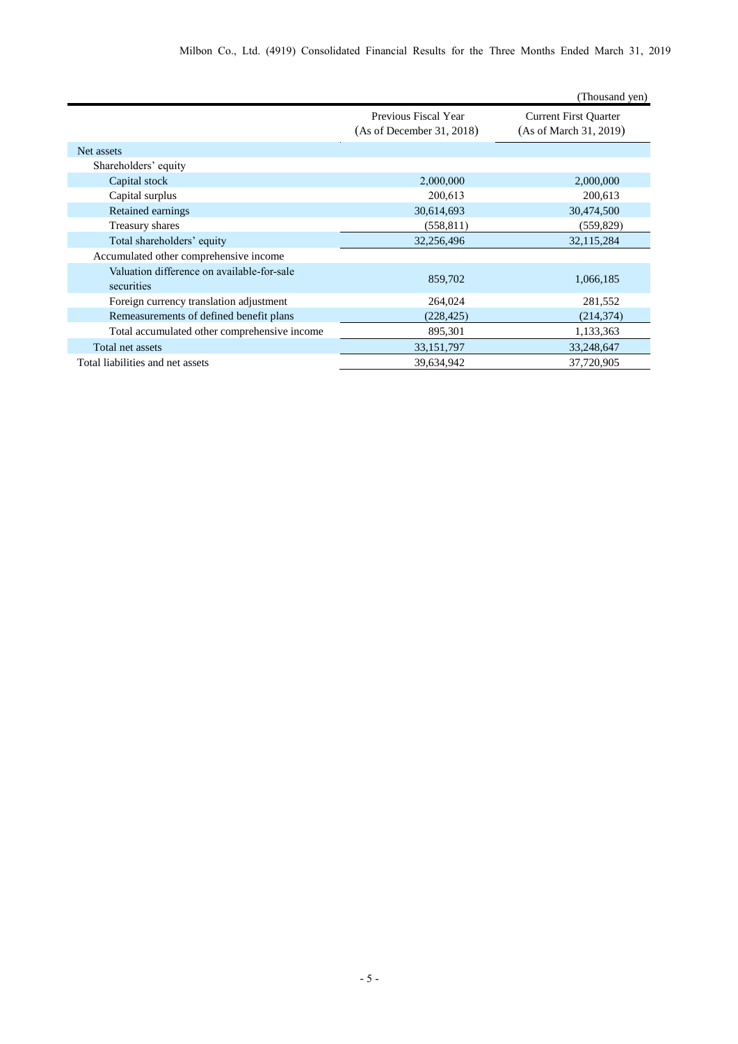(Thousand yen)

| | Previous Fiscal Year (As of December 31, 2018) | Current First Quarter (As of March 31, 2019) |
|---|---|---|
| Net assets | | |
| Shareholders' equity | | |
| Capital stock | 2,000,000 | 2,000,000 |
| Capital surplus | 200,613 | 200,613 |
| Retained earnings | 30,614,693 | 30,474,500 |
| Treasury shares | (558,811) | (559,829) |
| Total shareholders' equity | 32,256,496 | 32,115,284 |
| Accumulated other comprehensive income | | |
| Valuation difference on available-for-sale securities | 859,702 | 1,066,185 |
| Foreign currency translation adjustment | 264,024 | 281,552 |
| Remeasurements of defined benefit plans | (228,425) | (214,374) |
| Total accumulated other comprehensive income | 895,301 | 1,133,363 |
| Total net assets | 33,151,797 | 33,248,647 |
| Total liabilities and net assets | 39,634,942 | 37,720,905 |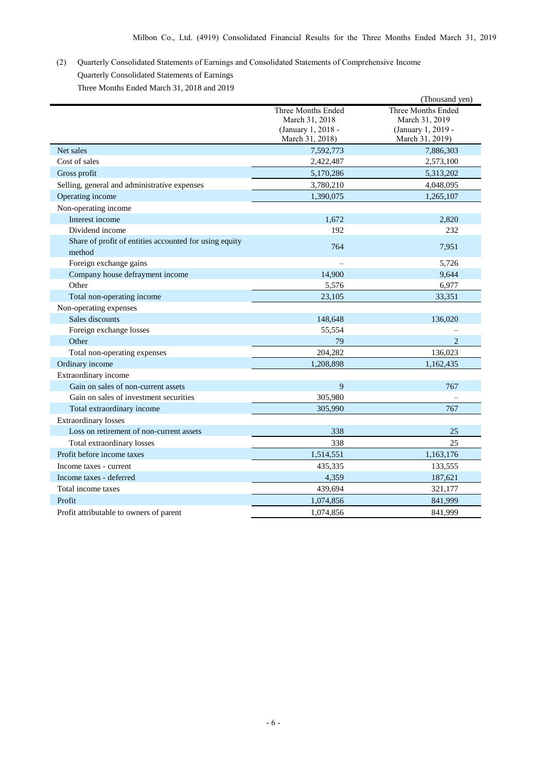(2) Quarterly Consolidated Statements of Earnings and Consolidated Statements of Comprehensive Income

Quarterly Consolidated Statements of Earnings

Three Months Ended March 31, 2018 and 2019

(Thousand yen)

| | Three Months Ended March 31, 2018 (January 1, 2018 - March 31, 2018) | Three Months Ended March 31, 2019 (January 1, 2019 - March 31, 2019) |
|---|---|---|
| Net sales | 7,592,773 | 7,886,303 |
| Cost of sales | 2,422,487 | 2,573,100 |
| Gross profit | 5,170,286 | 5,313,202 |
| Selling, general and administrative expenses | 3,780,210 | 4,048,095 |
| Operating income | 1,390,075 | 1,265,107 |
| Non-operating income | | |
| Interest income | 1,672 | 2,820 |
| Dividend income | 192 | 232 |
| Share of profit of entities accounted for using equity method | 764 | 7,951 |
| Foreign exchange gains | – | 5,726 |
| Company house defrayment income | 14,900 | 9,644 |
| Other | 5,576 | 6,977 |
| Total non-operating income | 23,105 | 33,351 |
| Non-operating expenses | | |
| Sales discounts | 148,648 | 136,020 |
| Foreign exchange losses | 55,554 | – |
| Other | 79 | 2 |
| Total non-operating expenses | 204,282 | 136,023 |
| Ordinary income | 1,208,898 | 1,162,435 |
| Extraordinary income | | |
| Gain on sales of non-current assets | 9 | 767 |
| Gain on sales of investment securities | 305,980 | – |
| Total extraordinary income | 305,990 | 767 |
| Extraordinary losses | | |
| Loss on retirement of non-current assets | 338 | 25 |
| Total extraordinary losses | 338 | 25 |
| Profit before income taxes | 1,514,551 | 1,163,176 |
| Income taxes - current | 435,335 | 133,555 |
| Income taxes - deferred | 4,359 | 187,621 |
| Total income taxes | 439,694 | 321,177 |
| Profit | 1,074,856 | 841,999 |
| Profit attributable to owners of parent | 1,074,856 | 841,999 |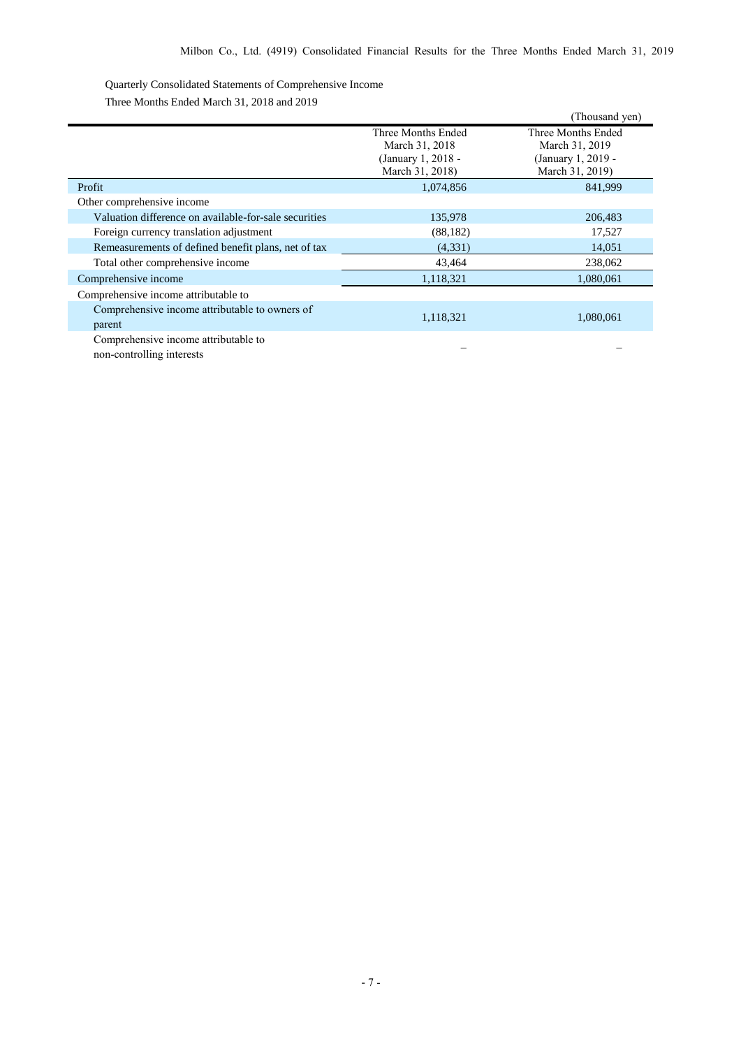Quarterly Consolidated Statements of Comprehensive Income

Three Months Ended March 31, 2018 and 2019

(Thousand yen)

| | Three Months Ended March 31, 2018 (January 1, 2018 - March 31, 2018) | Three Months Ended March 31, 2019 (January 1, 2019 - March 31, 2019) |
|---|---|---|
| Profit | 1,074,856 | 841,999 |
| Other comprehensive income | | |
| Valuation difference on available-for-sale securities | 135,978 | 206,483 |
| Foreign currency translation adjustment | (88,182) | 17,527 |
| Remeasurements of defined benefit plans, net of tax | (4,331) | 14,051 |
| Total other comprehensive income | 43,464 | 238,062 |
| Comprehensive income | 1,118,321 | 1,080,061 |
| Comprehensive income attributable to | | |
| Comprehensive income attributable to owners of parent | 1,118,321 | 1,080,061 |
| Comprehensive income attributable to non-controlling interests | – | – |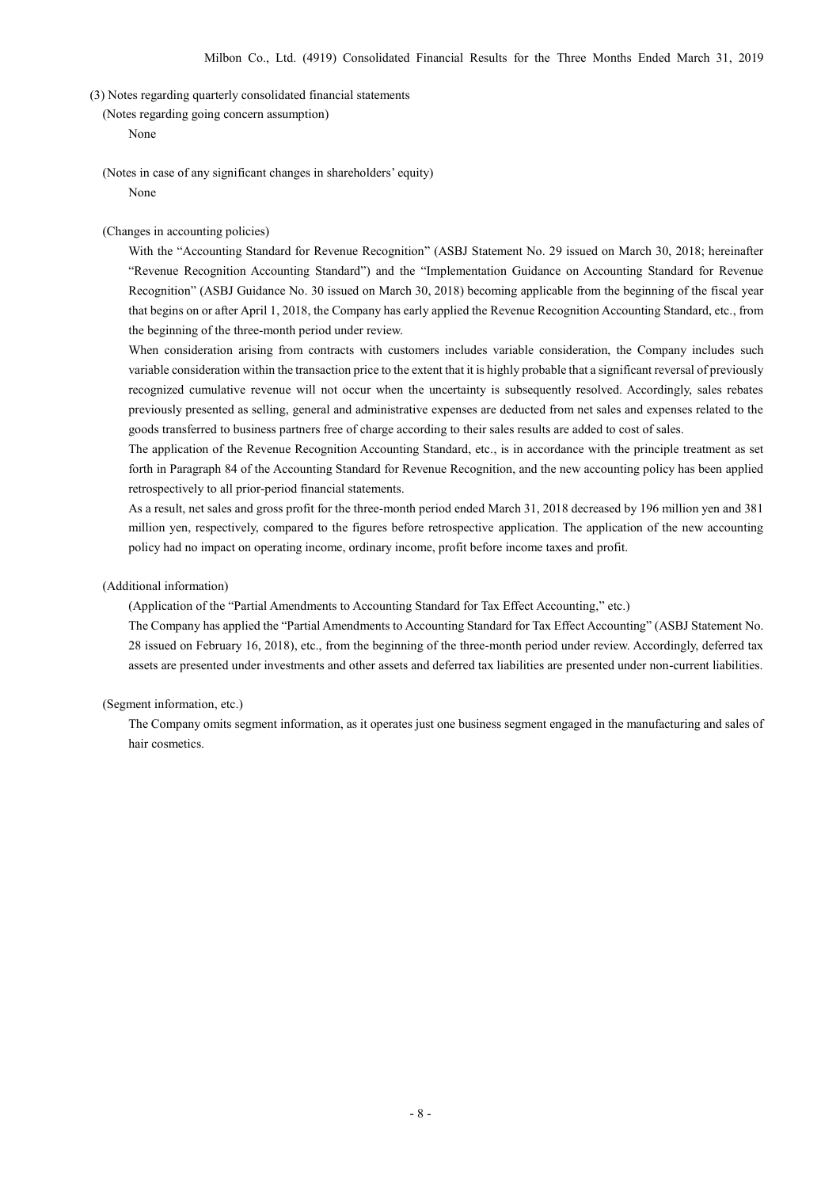### (3) Notes regarding quarterly consolidated financial statements

(Notes regarding going concern assumption)

None

(Notes in case of any significant changes in shareholders' equity)

None

(Changes in accounting policies)

With the "Accounting Standard for Revenue Recognition" (ASBJ Statement No. 29 issued on March 30, 2018; hereinafter "Revenue Recognition Accounting Standard") and the "Implementation Guidance on Accounting Standard for Revenue Recognition" (ASBJ Guidance No. 30 issued on March 30, 2018) becoming applicable from the beginning of the fiscal year that begins on or after April 1, 2018, the Company has early applied the Revenue Recognition Accounting Standard, etc., from the beginning of the three-month period under review.

When consideration arising from contracts with customers includes variable consideration, the Company includes such variable consideration within the transaction price to the extent that it is highly probable that a significant reversal of previously recognized cumulative revenue will not occur when the uncertainty is subsequently resolved. Accordingly, sales rebates previously presented as selling, general and administrative expenses are deducted from net sales and expenses related to the goods transferred to business partners free of charge according to their sales results are added to cost of sales.

The application of the Revenue Recognition Accounting Standard, etc., is in accordance with the principle treatment as set forth in Paragraph 84 of the Accounting Standard for Revenue Recognition, and the new accounting policy has been applied retrospectively to all prior-period financial statements.

As a result, net sales and gross profit for the three-month period ended March 31, 2018 decreased by 196 million yen and 381 million yen, respectively, compared to the figures before retrospective application. The application of the new accounting policy had no impact on operating income, ordinary income, profit before income taxes and profit.

(Additional information)

(Application of the "Partial Amendments to Accounting Standard for Tax Effect Accounting," etc.)

The Company has applied the "Partial Amendments to Accounting Standard for Tax Effect Accounting" (ASBJ Statement No. 28 issued on February 16, 2018), etc., from the beginning of the three-month period under review. Accordingly, deferred tax assets are presented under investments and other assets and deferred tax liabilities are presented under non-current liabilities.

(Segment information, etc.)

The Company omits segment information, as it operates just one business segment engaged in the manufacturing and sales of hair cosmetics.